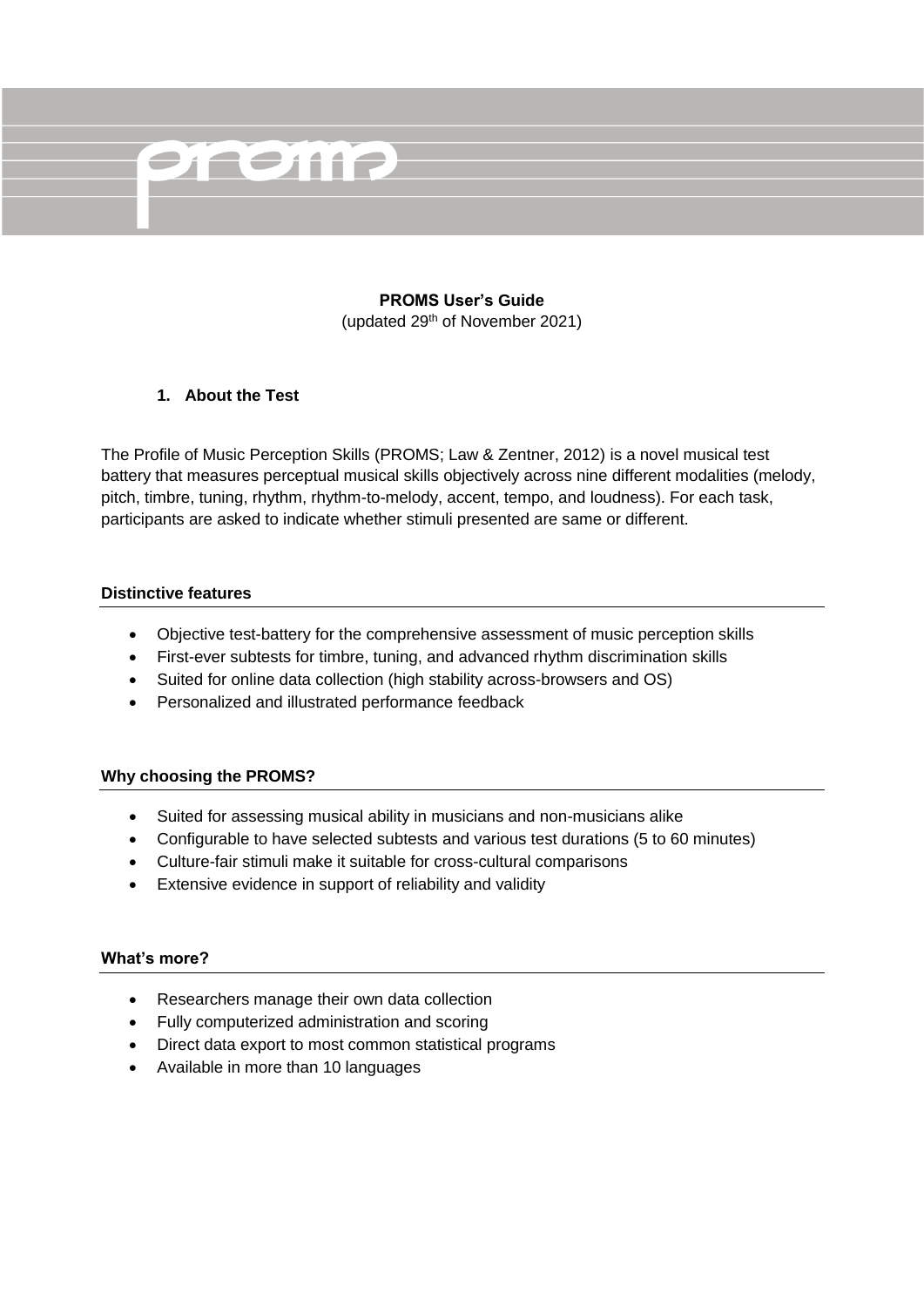**PROMS User's Guide**

(updated 29th of November 2021)

## 1. About the Test

The Profile of Music Perception Skills (PROMS; Law & Zentner, 2012) is a novel musical test battery that measures perceptual musical skills objectively across nine different modalities (melody, pitch, timbre, tuning, rhythm, rhythm-to-melody, accent, tempo, and loudness). For each task, participants are asked to indicate whether stimuli presented are same or different.

### Distinctive features

- Objective test-battery for the comprehensive assessment of music perception skills
- First-ever subtests for timbre, tuning, and advanced rhythm discrimination skills
- Suited for online data collection (high stability across-browsers and OS)
- Personalized and illustrated performance feedback

### Why choosing the PROMS?

- Suited for assessing musical ability in musicians and non-musicians alike
- Configurable to have selected subtests and various test durations (5 to 60 minutes)
- Culture-fair stimuli make it suitable for cross-cultural comparisons
- Extensive evidence in support of reliability and validity

### What's more?

- Researchers manage their own data collection
- Fully computerized administration and scoring
- Direct data export to most common statistical programs
- Available in more than 10 languages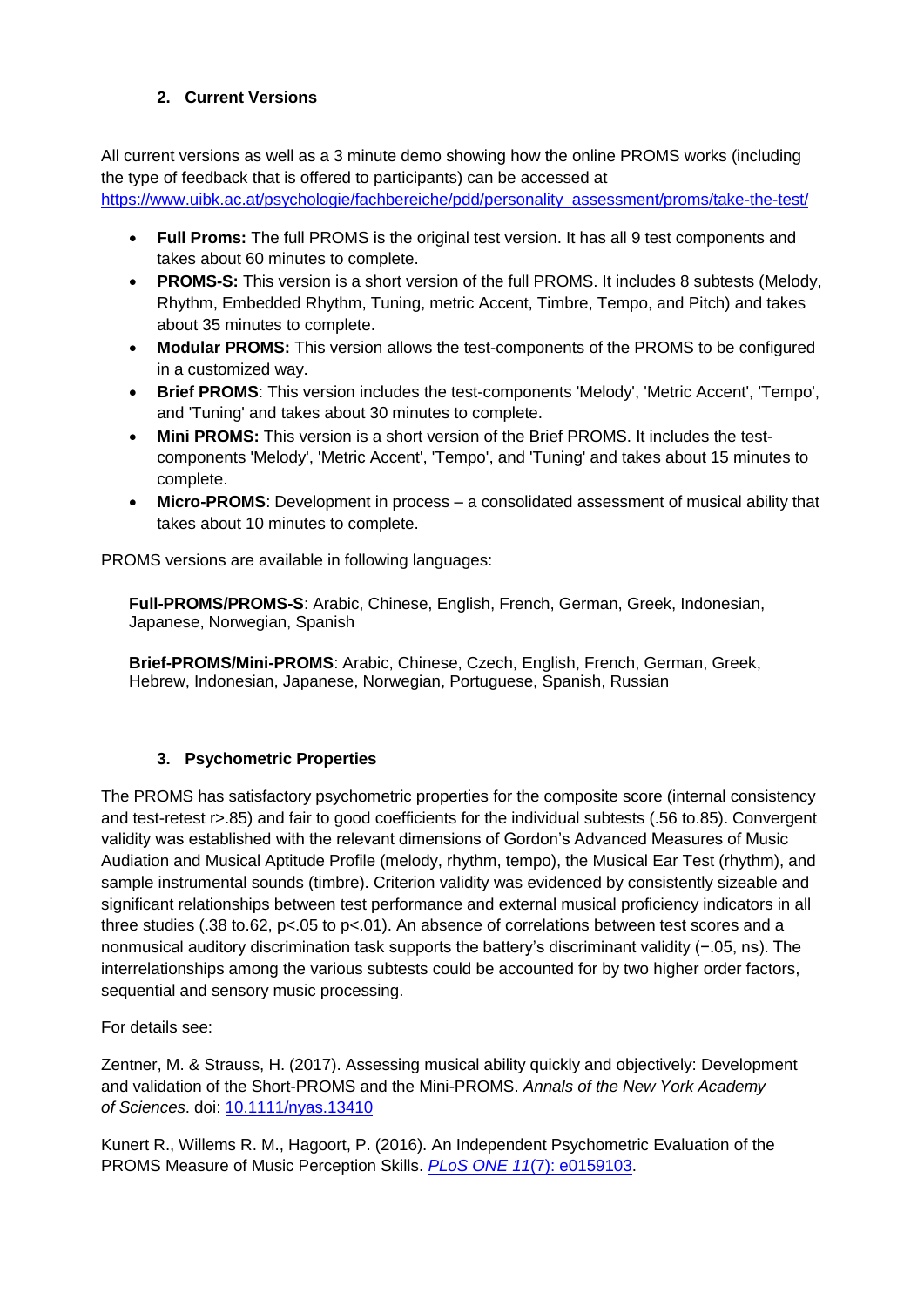## 2. Current Versions

All current versions as well as a 3 minute demo showing how the online PROMS works (including the type of feedback that is offered to participants) can be accessed at [https://www.uibk.ac.at/psychologie/fachbereiche/pdd/personality_assessment/proms/take-the-test/](https://www.uibk.ac.at/psychologie/fachbereiche/pdd/personality_assessment/proms/take-the-test/)

- **Full Proms:** The full PROMS is the original test version. It has all 9 test components and takes about 60 minutes to complete.
- **PROMS-S:** This version is a short version of the full PROMS. It includes 8 subtests (Melody, Rhythm, Embedded Rhythm, Tuning, metric Accent, Timbre, Tempo, and Pitch) and takes about 35 minutes to complete.
- **Modular PROMS:** This version allows the test-components of the PROMS to be configured in a customized way.
- **Brief PROMS**: This version includes the test-components 'Melody', 'Metric Accent', 'Tempo', and 'Tuning' and takes about 30 minutes to complete.
- **Mini PROMS:** This version is a short version of the Brief PROMS. It includes the test-components 'Melody', 'Metric Accent', 'Tempo', and 'Tuning' and takes about 15 minutes to complete.
- **Micro-PROMS**: Development in process – a consolidated assessment of musical ability that takes about 10 minutes to complete.

PROMS versions are available in following languages:

**Full-PROMS/PROMS-S**: Arabic, Chinese, English, French, German, Greek, Indonesian, Japanese, Norwegian, Spanish

**Brief-PROMS/Mini-PROMS**: Arabic, Chinese, Czech, English, French, German, Greek, Hebrew, Indonesian, Japanese, Norwegian, Portuguese, Spanish, Russian

## 3. Psychometric Properties

The PROMS has satisfactory psychometric properties for the composite score (internal consistency and test-retest $r>.85$) and fair to good coefficients for the individual subtests (.56 to.85). Convergent validity was established with the relevant dimensions of Gordon's Advanced Measures of Music Audiation and Musical Aptitude Profile (melody, rhythm, tempo), the Musical Ear Test (rhythm), and sample instrumental sounds (timbre). Criterion validity was evidenced by consistently sizeable and significant relationships between test performance and external musical proficiency indicators in all three studies (.38 to.62, $p<.05$ to $p<.01$). An absence of correlations between test scores and a nonmusical auditory discrimination task supports the battery's discriminant validity (−.05, ns). The interrelationships among the various subtests could be accounted for by two higher order factors, sequential and sensory music processing.

For details see:

Zentner, M. & Strauss, H. (2017). Assessing musical ability quickly and objectively: Development and validation of the Short-PROMS and the Mini-PROMS. *Annals of the New York Academy of Sciences*. doi: [10.1111/nyas.13410](https://doi.org/10.1111/nyas.13410)

Kunert R., Willems R. M., Hagoort, P. (2016). An Independent Psychometric Evaluation of the PROMS Measure of Music Perception Skills. *PLoS ONE 11*(7): e0159103.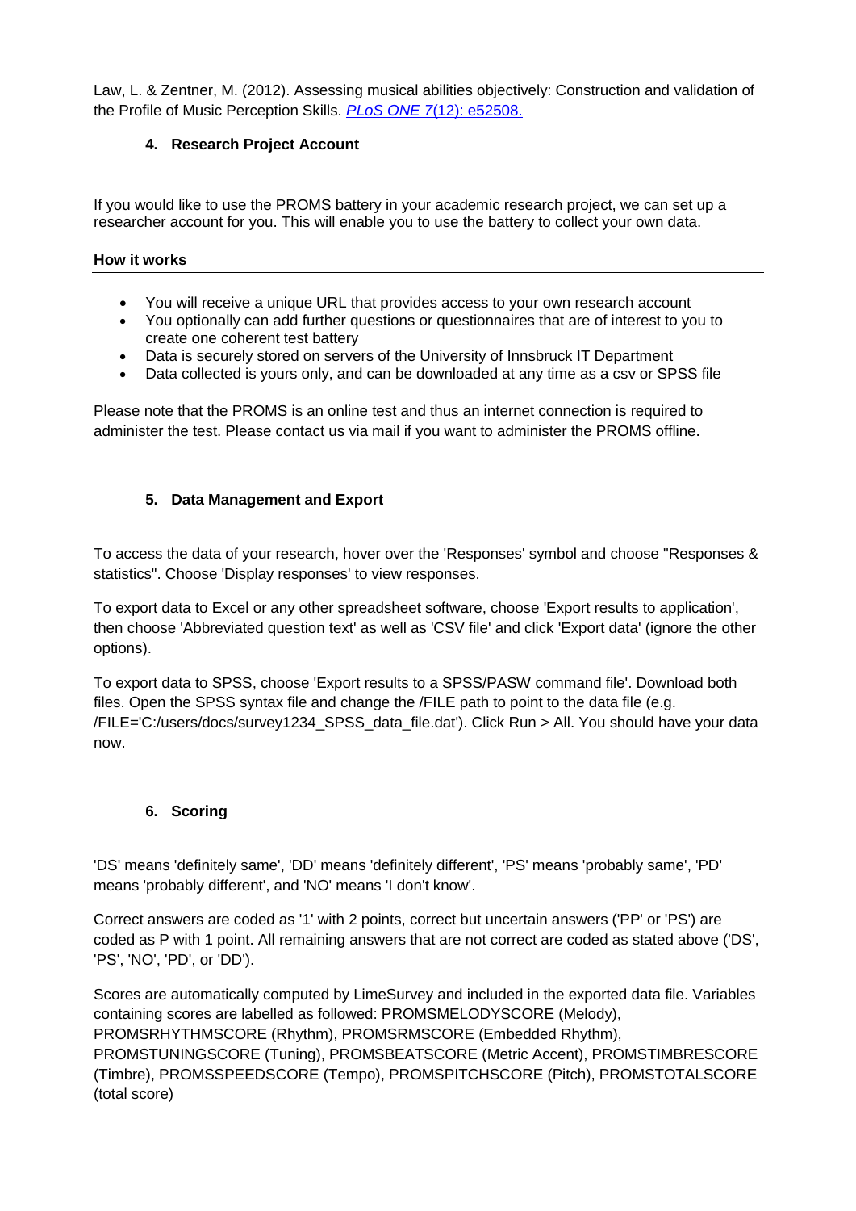Law, L. & Zentner, M. (2012). Assessing musical abilities objectively: Construction and validation of the Profile of Music Perception Skills. [*PLoS ONE 7*(12): e52508.]()

## 4. Research Project Account

If you would like to use the PROMS battery in your academic research project, we can set up a researcher account for you. This will enable you to use the battery to collect your own data.

**How it works**

- You will receive a unique URL that provides access to your own research account
- You optionally can add further questions or questionnaires that are of interest to you to create one coherent test battery
- Data is securely stored on servers of the University of Innsbruck IT Department
- Data collected is yours only, and can be downloaded at any time as a csv or SPSS file

Please note that the PROMS is an online test and thus an internet connection is required to administer the test. Please contact us via mail if you want to administer the PROMS offline.

## 5. Data Management and Export

To access the data of your research, hover over the 'Responses' symbol and choose "Responses & statistics". Choose 'Display responses' to view responses.

To export data to Excel or any other spreadsheet software, choose 'Export results to application', then choose 'Abbreviated question text' as well as 'CSV file' and click 'Export data' (ignore the other options).

To export data to SPSS, choose 'Export results to a SPSS/PASW command file'. Download both files. Open the SPSS syntax file and change the /FILE path to point to the data file (e.g. /FILE='C:/users/docs/survey1234_SPSS_data_file.dat'). Click Run > All. You should have your data now.

## 6. Scoring

'DS' means 'definitely same', 'DD' means 'definitely different', 'PS' means 'probably same', 'PD' means 'probably different', and 'NO' means 'I don't know'.

Correct answers are coded as '1' with 2 points, correct but uncertain answers ('PP' or 'PS') are coded as P with 1 point. All remaining answers that are not correct are coded as stated above ('DS', 'PS', 'NO', 'PD', or 'DD').

Scores are automatically computed by LimeSurvey and included in the exported data file. Variables containing scores are labelled as followed: PROMSMELODYSCORE (Melody), PROMSRHYTHMSCORE (Rhythm), PROMSRMSCORE (Embedded Rhythm), PROMSTUNINGSCORE (Tuning), PROMSBEATSCORE (Metric Accent), PROMSTIMBRESCORE (Timbre), PROMSSPEEDSCORE (Tempo), PROMSPITCHSCORE (Pitch), PROMSTOTALSCORE (total score)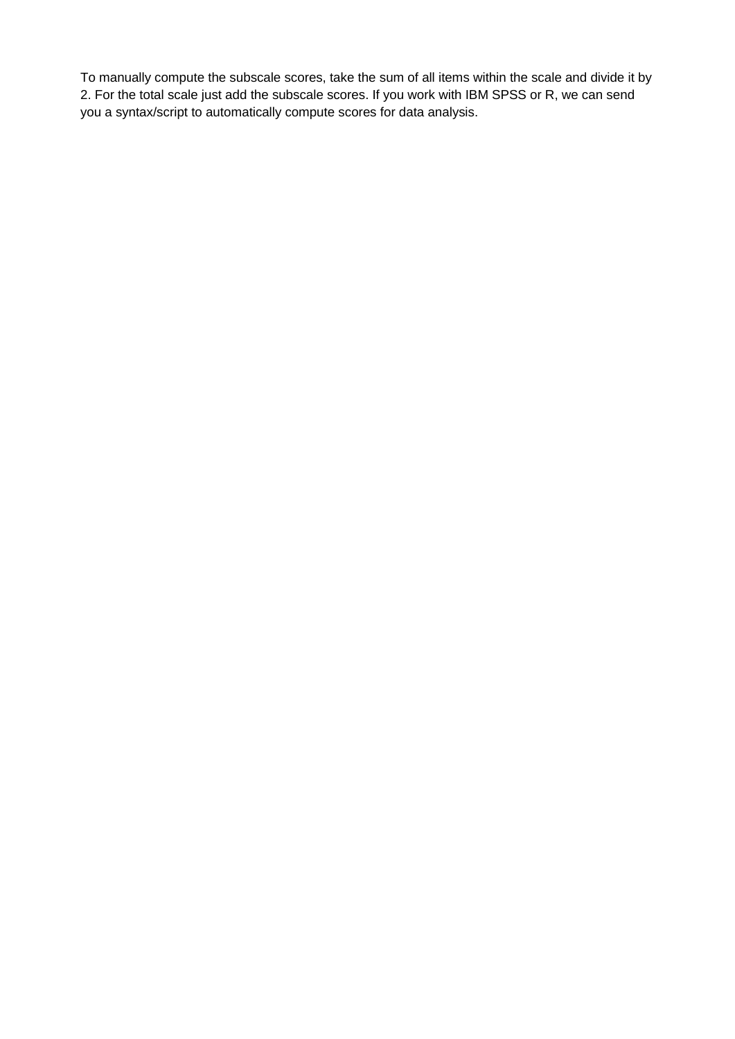To manually compute the subscale scores, take the sum of all items within the scale and divide it by 2. For the total scale just add the subscale scores. If you work with IBM SPSS or R, we can send you a syntax/script to automatically compute scores for data analysis.